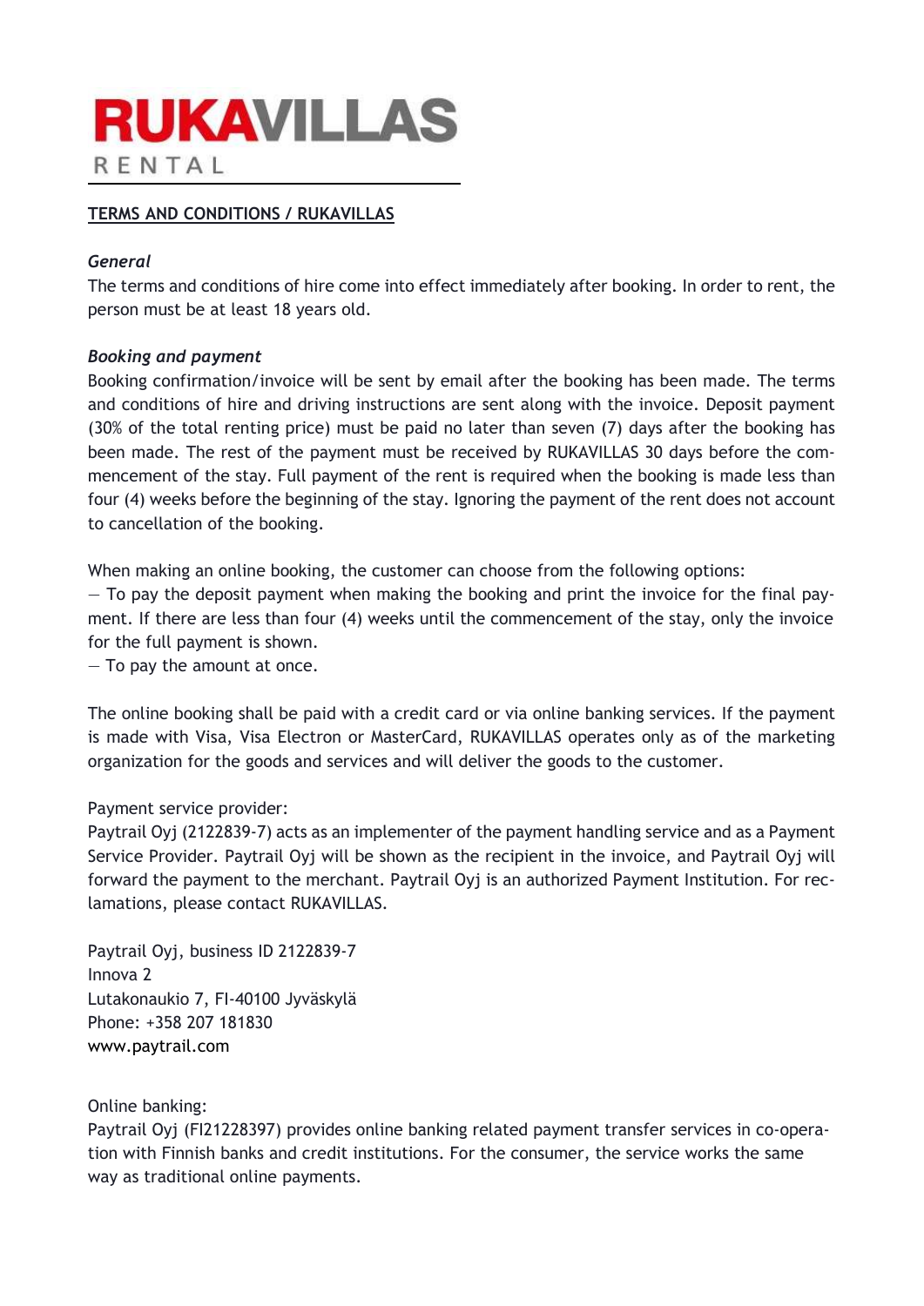# RUKAVILLAS
RENTAL

## TERMS AND CONDITIONS / RUKAVILLAS

### *General*

The terms and conditions of hire come into effect immediately after booking. In order to rent, the person must be at least 18 years old.

### *Booking and payment*

Booking confirmation/invoice will be sent by email after the booking has been made. The terms and conditions of hire and driving instructions are sent along with the invoice. Deposit payment (30% of the total renting price) must be paid no later than seven (7) days after the booking has been made. The rest of the payment must be received by RUKAVILLAS 30 days before the commencement of the stay. Full payment of the rent is required when the booking is made less than four (4) weeks before the beginning of the stay. Ignoring the payment of the rent does not account to cancellation of the booking.

When making an online booking, the customer can choose from the following options:

— To pay the deposit payment when making the booking and print the invoice for the final payment. If there are less than four (4) weeks until the commencement of the stay, only the invoice for the full payment is shown.

— To pay the amount at once.

The online booking shall be paid with a credit card or via online banking services. If the payment is made with Visa, Visa Electron or MasterCard, RUKAVILLAS operates only as of the marketing organization for the goods and services and will deliver the goods to the customer.

Payment service provider:
Paytrail Oyj (2122839-7) acts as an implementer of the payment handling service and as a Payment Service Provider. Paytrail Oyj will be shown as the recipient in the invoice, and Paytrail Oyj will forward the payment to the merchant. Paytrail Oyj is an authorized Payment Institution. For reclamations, please contact RUKAVILLAS.

Paytrail Oyj, business ID 2122839-7
Innova 2
Lutakonaukio 7, FI-40100 Jyväskylä
Phone: +358 207 181830
www.paytrail.com

Online banking:
Paytrail Oyj (FI21228397) provides online banking related payment transfer services in co-operation with Finnish banks and credit institutions. For the consumer, the service works the same way as traditional online payments.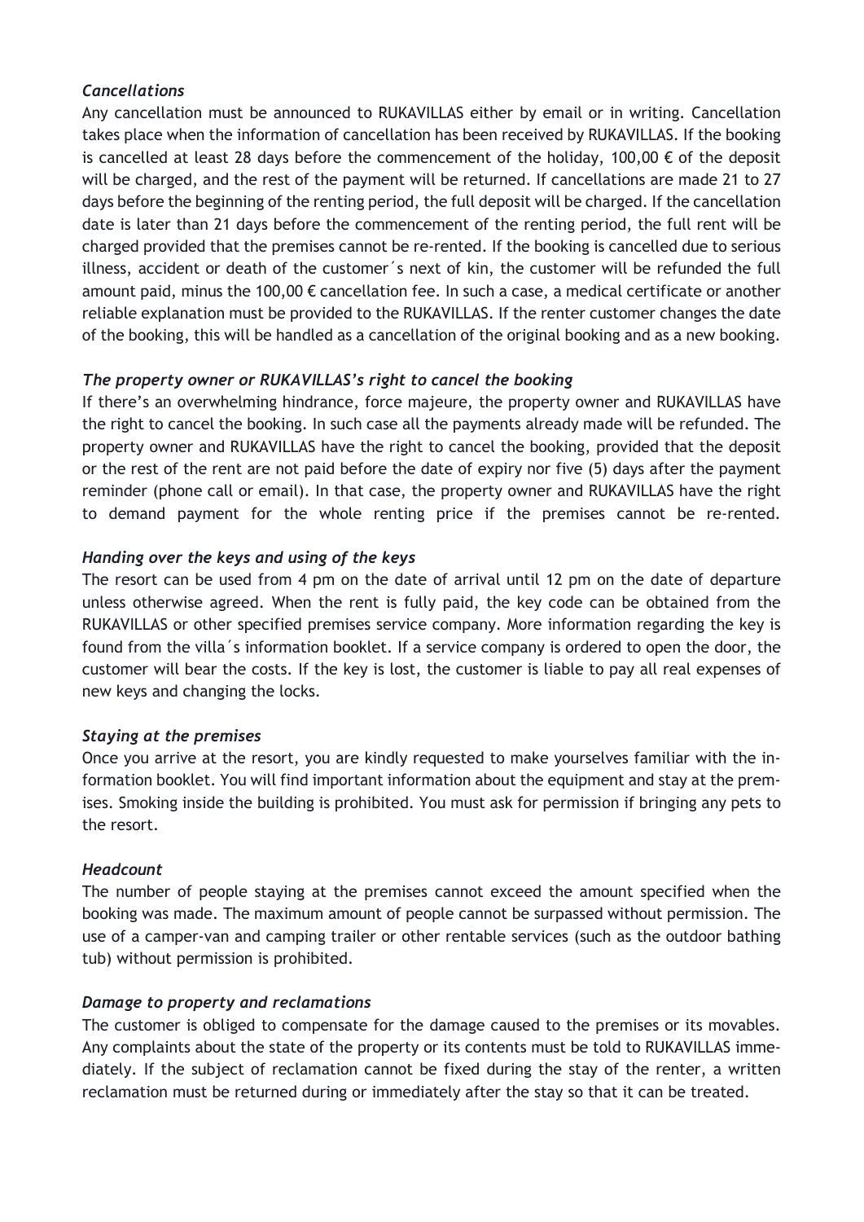*Cancellations*

Any cancellation must be announced to RUKAVILLAS either by email or in writing. Cancellation takes place when the information of cancellation has been received by RUKAVILLAS. If the booking is cancelled at least 28 days before the commencement of the holiday, 100,00 € of the deposit will be charged, and the rest of the payment will be returned. If cancellations are made 21 to 27 days before the beginning of the renting period, the full deposit will be charged. If the cancellation date is later than 21 days before the commencement of the renting period, the full rent will be charged provided that the premises cannot be re-rented. If the booking is cancelled due to serious illness, accident or death of the customer´s next of kin, the customer will be refunded the full amount paid, minus the 100,00 € cancellation fee. In such a case, a medical certificate or another reliable explanation must be provided to the RUKAVILLAS. If the renter customer changes the date of the booking, this will be handled as a cancellation of the original booking and as a new booking.

*The property owner or RUKAVILLAS's right to cancel the booking*

If there's an overwhelming hindrance, force majeure, the property owner and RUKAVILLAS have the right to cancel the booking. In such case all the payments already made will be refunded. The property owner and RUKAVILLAS have the right to cancel the booking, provided that the deposit or the rest of the rent are not paid before the date of expiry nor five (5) days after the payment reminder (phone call or email). In that case, the property owner and RUKAVILLAS have the right to demand payment for the whole renting price if the premises cannot be re-rented.

*Handing over the keys and using of the keys*

The resort can be used from 4 pm on the date of arrival until 12 pm on the date of departure unless otherwise agreed. When the rent is fully paid, the key code can be obtained from the RUKAVILLAS or other specified premises service company. More information regarding the key is found from the villa´s information booklet. If a service company is ordered to open the door, the customer will bear the costs. If the key is lost, the customer is liable to pay all real expenses of new keys and changing the locks.

*Staying at the premises*

Once you arrive at the resort, you are kindly requested to make yourselves familiar with the information booklet. You will find important information about the equipment and stay at the premises. Smoking inside the building is prohibited. You must ask for permission if bringing any pets to the resort.

*Headcount*

The number of people staying at the premises cannot exceed the amount specified when the booking was made. The maximum amount of people cannot be surpassed without permission. The use of a camper-van and camping trailer or other rentable services (such as the outdoor bathing tub) without permission is prohibited.

*Damage to property and reclamations*

The customer is obliged to compensate for the damage caused to the premises or its movables. Any complaints about the state of the property or its contents must be told to RUKAVILLAS immediately. If the subject of reclamation cannot be fixed during the stay of the renter, a written reclamation must be returned during or immediately after the stay so that it can be treated.